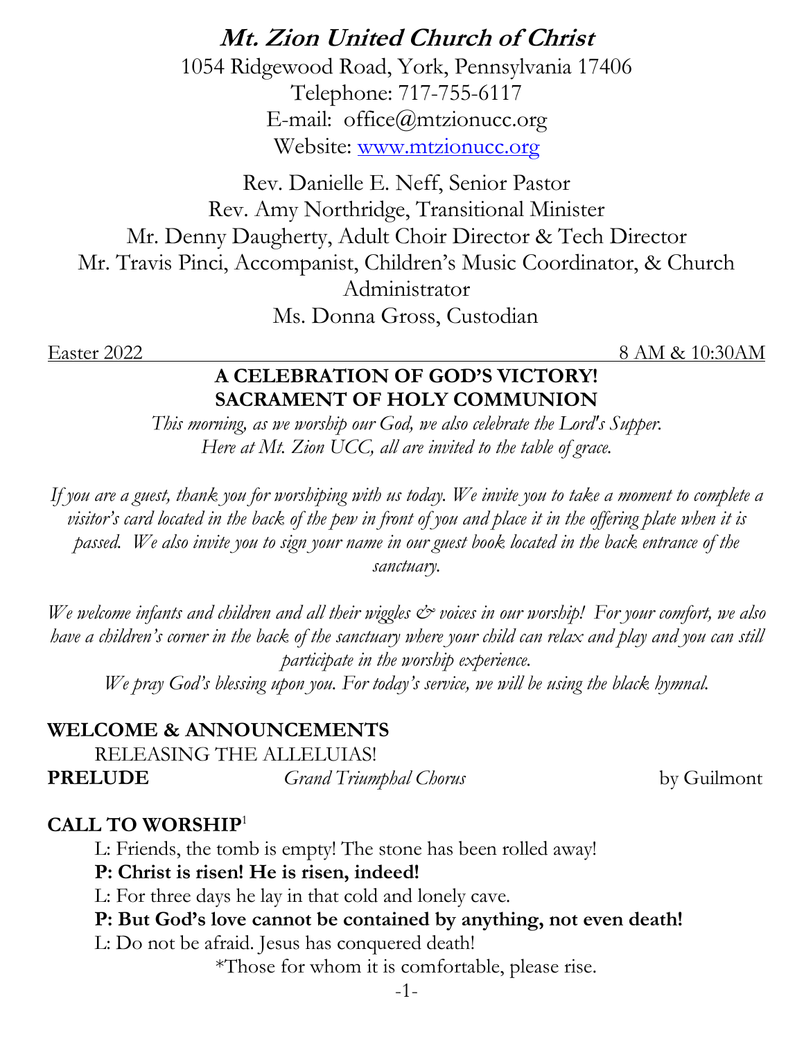# Mt. Zion United Church of Christ

1054 Ridgewood Road, York, Pennsylvania 17406
Telephone: 717-755-6117
E-mail: office@mtzionucc.org
Website: www.mtzionucc.org

Rev. Danielle E. Neff, Senior Pastor
Rev. Amy Northridge, Transitional Minister
Mr. Denny Daugherty, Adult Choir Director & Tech Director
Mr. Travis Pinci, Accompanist, Children's Music Coordinator, & Church Administrator
Ms. Donna Gross, Custodian

Easter 2022 — 8 AM & 10:30AM

## A CELEBRATION OF GOD'S VICTORY!
## SACRAMENT OF HOLY COMMUNION

*This morning, as we worship our God, we also celebrate the Lord's Supper. Here at Mt. Zion UCC, all are invited to the table of grace.*

*If you are a guest, thank you for worshiping with us today. We invite you to take a moment to complete a visitor's card located in the back of the pew in front of you and place it in the offering plate when it is passed. We also invite you to sign your name in our guest book located in the back entrance of the sanctuary.*

*We welcome infants and children and all their wiggles & voices in our worship! For your comfort, we also have a children's corner in the back of the sanctuary where your child can relax and play and you can still participate in the worship experience.*

*We pray God's blessing upon you. For today's service, we will be using the black hymnal.*

**WELCOME & ANNOUNCEMENTS**

RELEASING THE ALLELUIAS!

**PRELUDE** *Grand Triumphal Chorus* by Guilmont

**CALL TO WORSHIP**[1]

L: Friends, the tomb is empty! The stone has been rolled away!

**P: Christ is risen! He is risen, indeed!**

L: For three days he lay in that cold and lonely cave.

**P: But God's love cannot be contained by anything, not even death!**

L: Do not be afraid. Jesus has conquered death!

*Those for whom it is comfortable, please rise.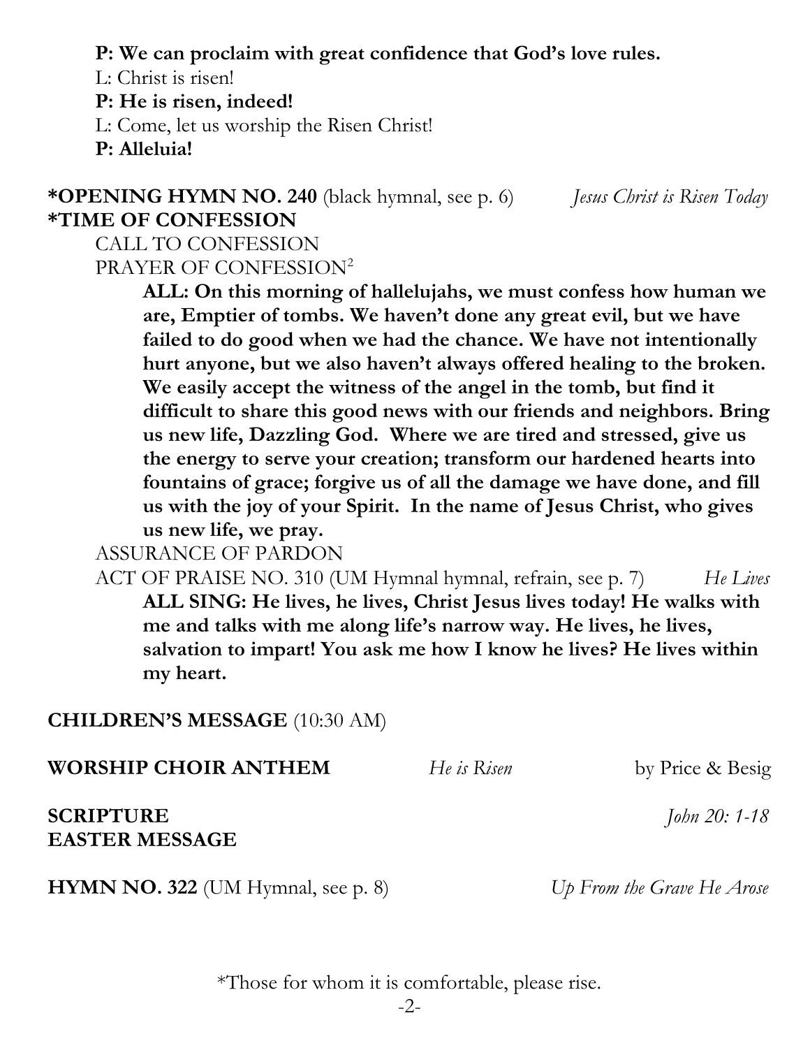**P: We can proclaim with great confidence that God's love rules.**

L: Christ is risen!

**P: He is risen, indeed!**

L: Come, let us worship the Risen Christ!

**P: Alleluia!**

**\*OPENING HYMN NO. 240** (black hymnal, see p. 6) *Jesus Christ is Risen Today*

**\*TIME OF CONFESSION**

CALL TO CONFESSION

PRAYER OF CONFESSION[2]

**ALL: On this morning of hallelujahs, we must confess how human we are, Emptier of tombs. We haven't done any great evil, but we have failed to do good when we had the chance. We have not intentionally hurt anyone, but we also haven't always offered healing to the broken. We easily accept the witness of the angel in the tomb, but find it difficult to share this good news with our friends and neighbors. Bring us new life, Dazzling God. Where we are tired and stressed, give us the energy to serve your creation; transform our hardened hearts into fountains of grace; forgive us of all the damage we have done, and fill us with the joy of your Spirit. In the name of Jesus Christ, who gives us new life, we pray.**

ASSURANCE OF PARDON

ACT OF PRAISE NO. 310 (UM Hymnal hymnal, refrain, see p. 7) *He Lives*

**ALL SING: He lives, he lives, Christ Jesus lives today! He walks with me and talks with me along life's narrow way. He lives, he lives, salvation to impart! You ask me how I know he lives? He lives within my heart.**

**CHILDREN'S MESSAGE** (10:30 AM)

**WORSHIP CHOIR ANTHEM** *He is Risen* by Price & Besig

**SCRIPTURE** *John 20: 1-18*

**EASTER MESSAGE**

**HYMN NO. 322** (UM Hymnal, see p. 8) *Up From the Grave He Arose*

\*Those for whom it is comfortable, please rise.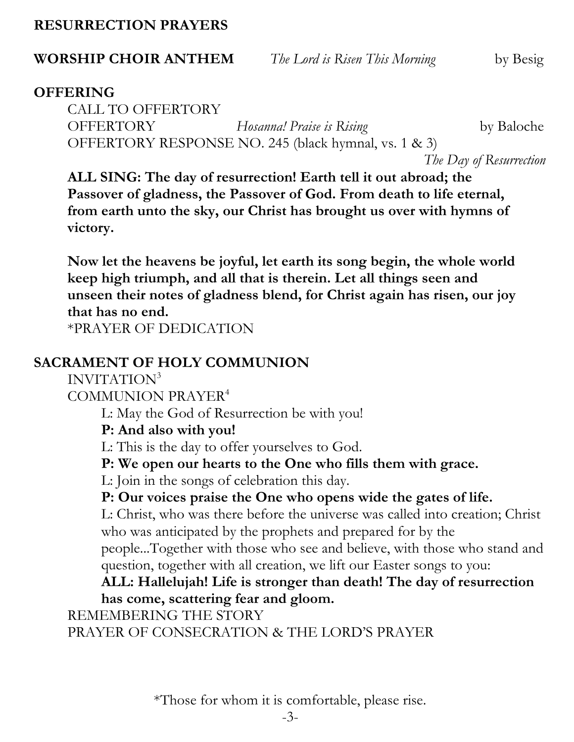**RESURRECTION PRAYERS**

**WORSHIP CHOIR ANTHEM** *The Lord is Risen This Morning* by Besig

**OFFERING**

CALL TO OFFERTORY

OFFERTORY *Hosanna! Praise is Rising* by Baloche

OFFERTORY RESPONSE NO. 245 (black hymnal, vs. 1 & 3)

*The Day of Resurrection*

**ALL SING: The day of resurrection! Earth tell it out abroad; the Passover of gladness, the Passover of God. From death to life eternal, from earth unto the sky, our Christ has brought us over with hymns of victory.**

**Now let the heavens be joyful, let earth its song begin, the whole world keep high triumph, and all that is therein. Let all things seen and unseen their notes of gladness blend, for Christ again has risen, our joy that has no end.**

*PRAYER OF DEDICATION

**SACRAMENT OF HOLY COMMUNION**

INVITATION[3]

COMMUNION PRAYER[4]

L: May the God of Resurrection be with you!

**P: And also with you!**

L: This is the day to offer yourselves to God.

**P: We open our hearts to the One who fills them with grace.**

L: Join in the songs of celebration this day.

**P: Our voices praise the One who opens wide the gates of life.**

L: Christ, who was there before the universe was called into creation; Christ who was anticipated by the prophets and prepared for by the people...Together with those who see and believe, with those who stand and question, together with all creation, we lift our Easter songs to you:

**ALL: Hallelujah! Life is stronger than death! The day of resurrection has come, scattering fear and gloom.**

REMEMBERING THE STORY

PRAYER OF CONSECRATION & THE LORD'S PRAYER

*Those for whom it is comfortable, please rise.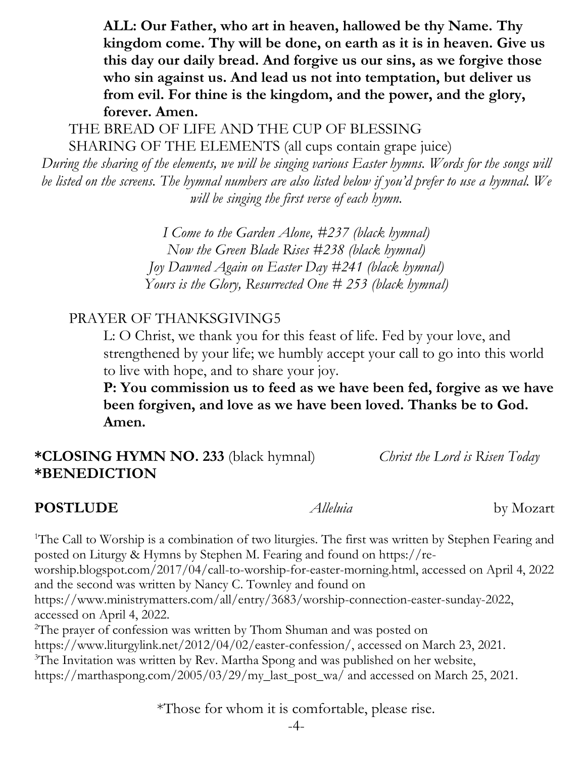**ALL: Our Father, who art in heaven, hallowed be thy Name. Thy kingdom come. Thy will be done, on earth as it is in heaven. Give us this day our daily bread. And forgive us our sins, as we forgive those who sin against us. And lead us not into temptation, but deliver us from evil. For thine is the kingdom, and the power, and the glory, forever. Amen.**

THE BREAD OF LIFE AND THE CUP OF BLESSING

SHARING OF THE ELEMENTS (all cups contain grape juice)

*During the sharing of the elements, we will be singing various Easter hymns. Words for the songs will be listed on the screens. The hymnal numbers are also listed below if you'd prefer to use a hymnal. We will be singing the first verse of each hymn.*

*I Come to the Garden Alone, #237 (black hymnal)*
*Now the Green Blade Rises #238 (black hymnal)*
*Joy Dawned Again on Easter Day #241 (black hymnal)*
*Yours is the Glory, Resurrected One # 253 (black hymnal)*

PRAYER OF THANKSGIVING5

L: O Christ, we thank you for this feast of life. Fed by your love, and strengthened by your life; we humbly accept your call to go into this world to live with hope, and to share your joy.

**P: You commission us to feed as we have been fed, forgive as we have been forgiven, and love as we have been loved. Thanks be to God. Amen.**

**\*CLOSING HYMN NO. 233** (black hymnal) *Christ the Lord is Risen Today*

**\*BENEDICTION**

**POSTLUDE** *Alleluia* by Mozart

[1]The Call to Worship is a combination of two liturgies. The first was written by Stephen Fearing and posted on Liturgy & Hymns by Stephen M. Fearing and found on https://re-worship.blogspot.com/2017/04/call-to-worship-for-easter-morning.html, accessed on April 4, 2022 and the second was written by Nancy C. Townley and found on https://www.ministrymatters.com/all/entry/3683/worship-connection-easter-sunday-2022, accessed on April 4, 2022.

[2]The prayer of confession was written by Thom Shuman and was posted on https://www.liturgylink.net/2012/04/02/easter-confession/, accessed on March 23, 2021.

[3]The Invitation was written by Rev. Martha Spong and was published on her website, https://marthaspong.com/2005/03/29/my_last_post_wa/ and accessed on March 25, 2021.

\*Those for whom it is comfortable, please rise.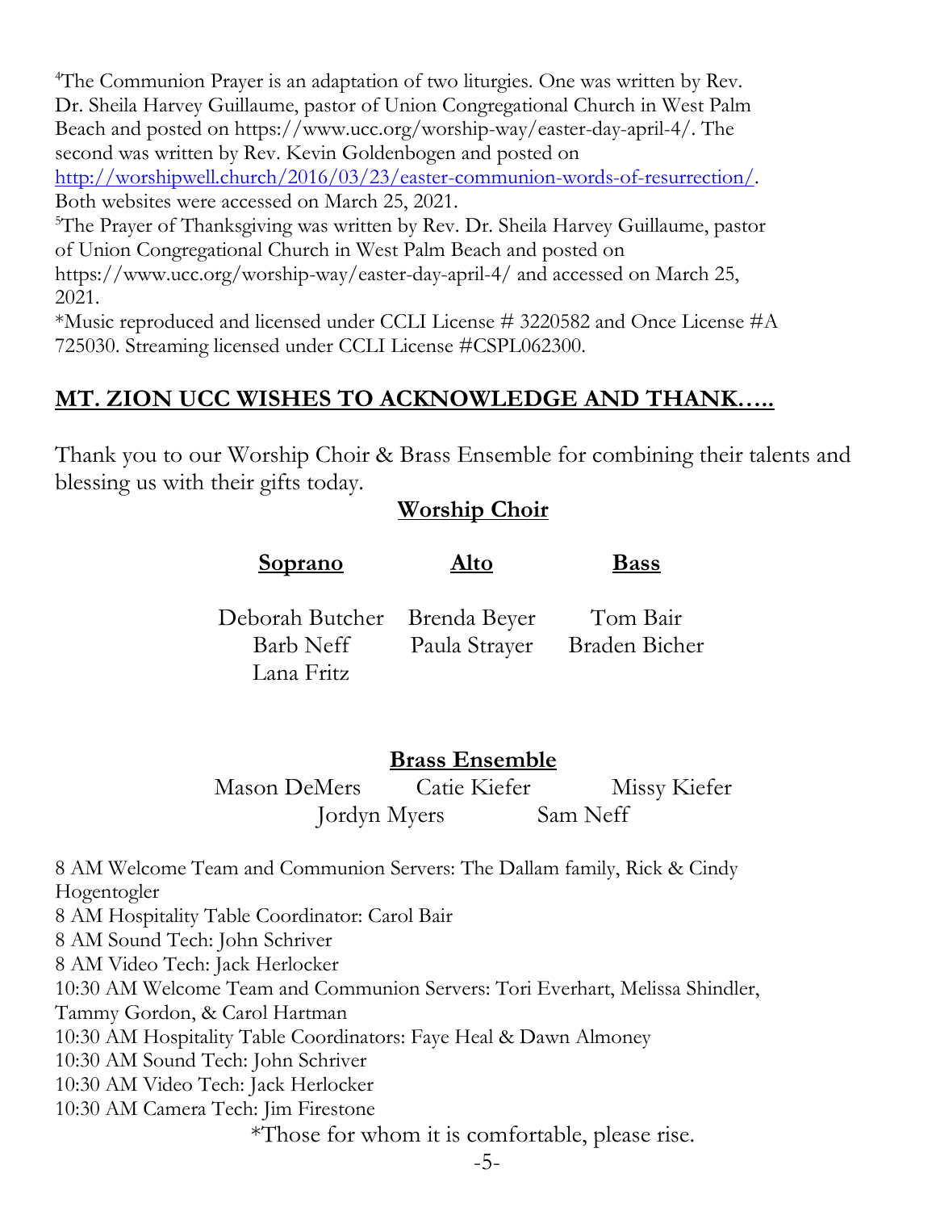[4]The Communion Prayer is an adaptation of two liturgies. One was written by Rev. Dr. Sheila Harvey Guillaume, pastor of Union Congregational Church in West Palm Beach and posted on https://www.ucc.org/worship-way/easter-day-april-4/. The second was written by Rev. Kevin Goldenbogen and posted on http://worshipwell.church/2016/03/23/easter-communion-words-of-resurrection/. Both websites were accessed on March 25, 2021.

[5]The Prayer of Thanksgiving was written by Rev. Dr. Sheila Harvey Guillaume, pastor of Union Congregational Church in West Palm Beach and posted on https://www.ucc.org/worship-way/easter-day-april-4/ and accessed on March 25, 2021.

*Music reproduced and licensed under CCLI License # 3220582 and Once License #A 725030. Streaming licensed under CCLI License #CSPL062300.

## MT. ZION UCC WISHES TO ACKNOWLEDGE AND THANK…..

Thank you to our Worship Choir & Brass Ensemble for combining their talents and blessing us with their gifts today.

### Worship Choir

| Soprano | Alto | Bass |
|---|---|---|
| Deborah Butcher | Brenda Beyer | Tom Bair |
| Barb Neff | Paula Strayer | Braden Bicher |
| Lana Fritz | | |

### Brass Ensemble

Mason DeMers, Catie Kiefer, Missy Kiefer, Jordyn Myers, Sam Neff

8 AM Welcome Team and Communion Servers: The Dallam family, Rick & Cindy Hogentogler
8 AM Hospitality Table Coordinator: Carol Bair
8 AM Sound Tech: John Schriver
8 AM Video Tech: Jack Herlocker
10:30 AM Welcome Team and Communion Servers: Tori Everhart, Melissa Shindler, Tammy Gordon, & Carol Hartman
10:30 AM Hospitality Table Coordinators: Faye Heal & Dawn Almoney
10:30 AM Sound Tech: John Schriver
10:30 AM Video Tech: Jack Herlocker
10:30 AM Camera Tech: Jim Firestone

*Those for whom it is comfortable, please rise.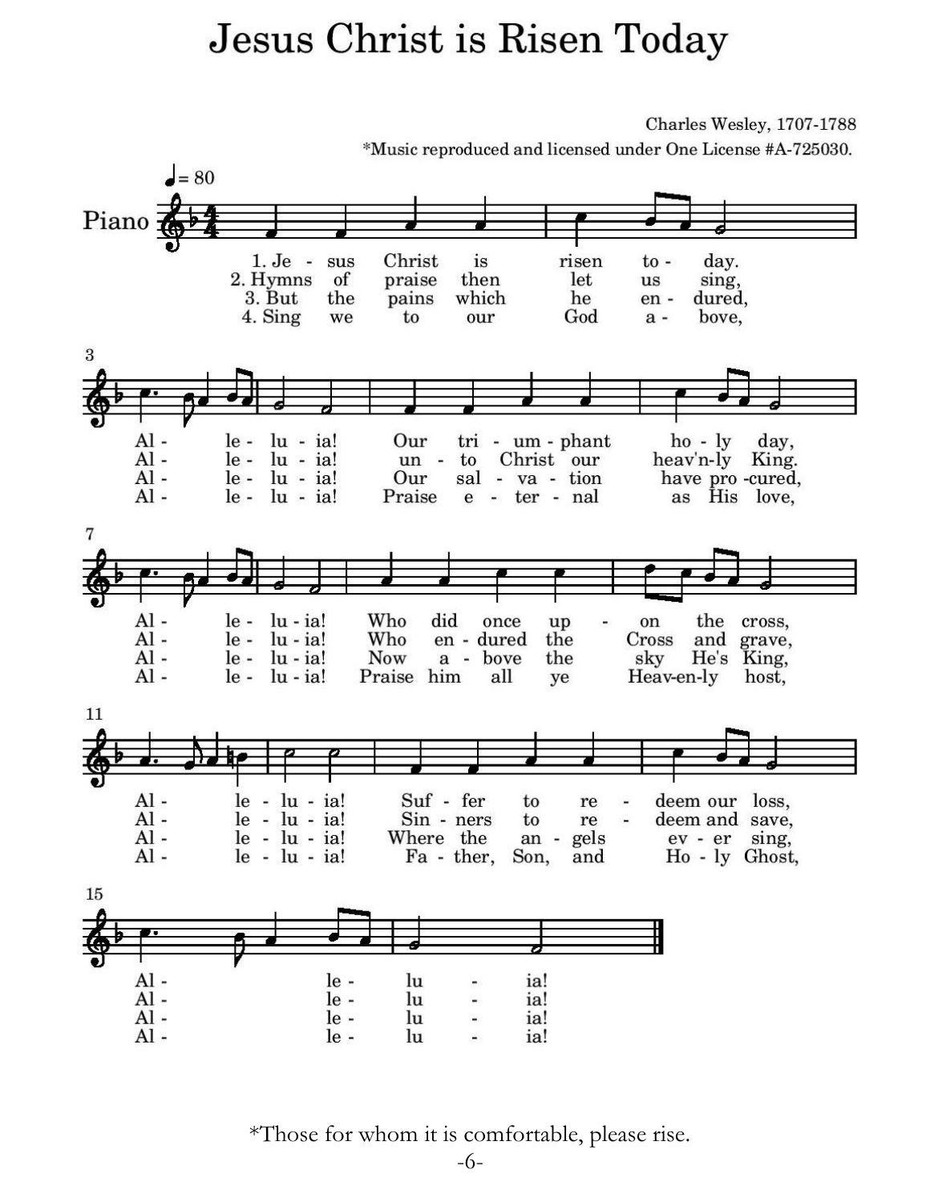# Jesus Christ is Risen Today

Charles Wesley, 1707-1788

*Music reproduced and licensed under One License #A-725030.

♩= 80

Piano

1. Jesus Christ is risen today. Alleluia! Our triumphant holy day, Alleluia! Who did once upon the cross, Alleluia! Suffer to redeem our loss, Alleluia!

2. Hymns of praise then let us sing, Alleluia! unto Christ our heav'nly King. Alleluia! Who endured the Cross and grave, Alleluia! Sinners to redeem and save, Alleluia!

3. But the pains which he endured, Alleluia! Our salvation have procured, Alleluia! Now above the sky He's King, Alleluia! Where the angels ever sing, Alleluia!

4. Sing we to our God above, Alleluia! Praise eternal as His love, Alleluia! Praise him all ye Heavenly host, Alleluia! Father, Son, and Holy Ghost, Alleluia!

*Those for whom it is comfortable, please rise.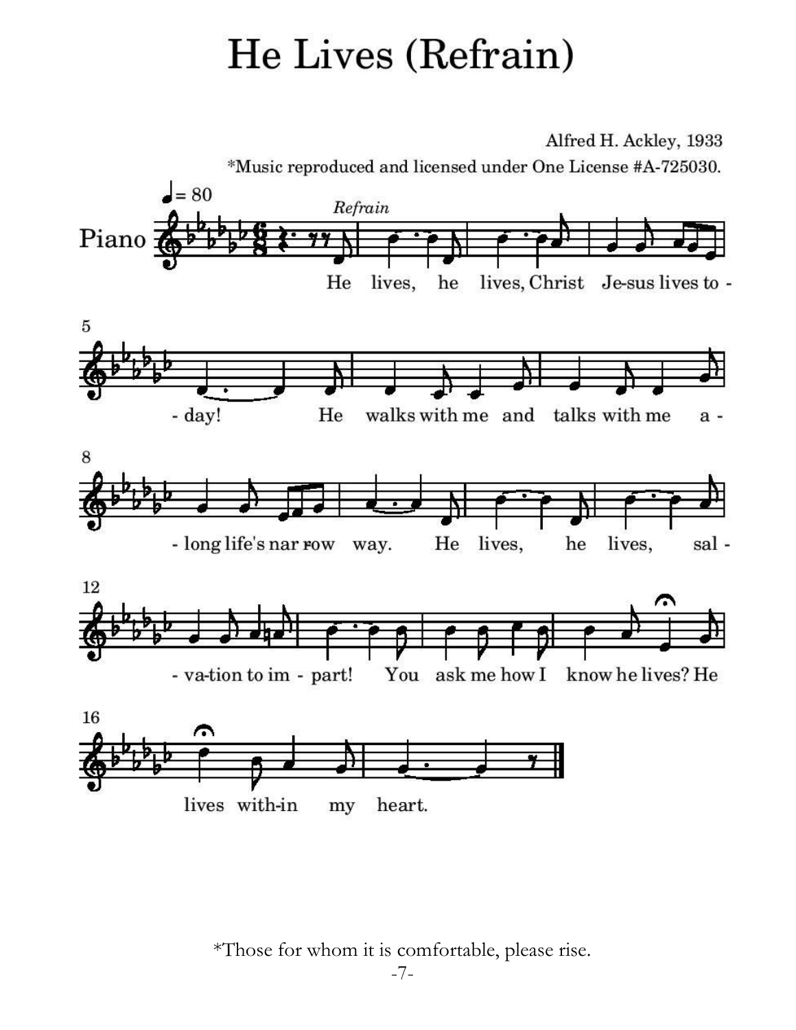# He Lives (Refrain)

Alfred H. Ackley, 1933

*Music reproduced and licensed under One License #A-725030.

*Those for whom it is comfortable, please rise.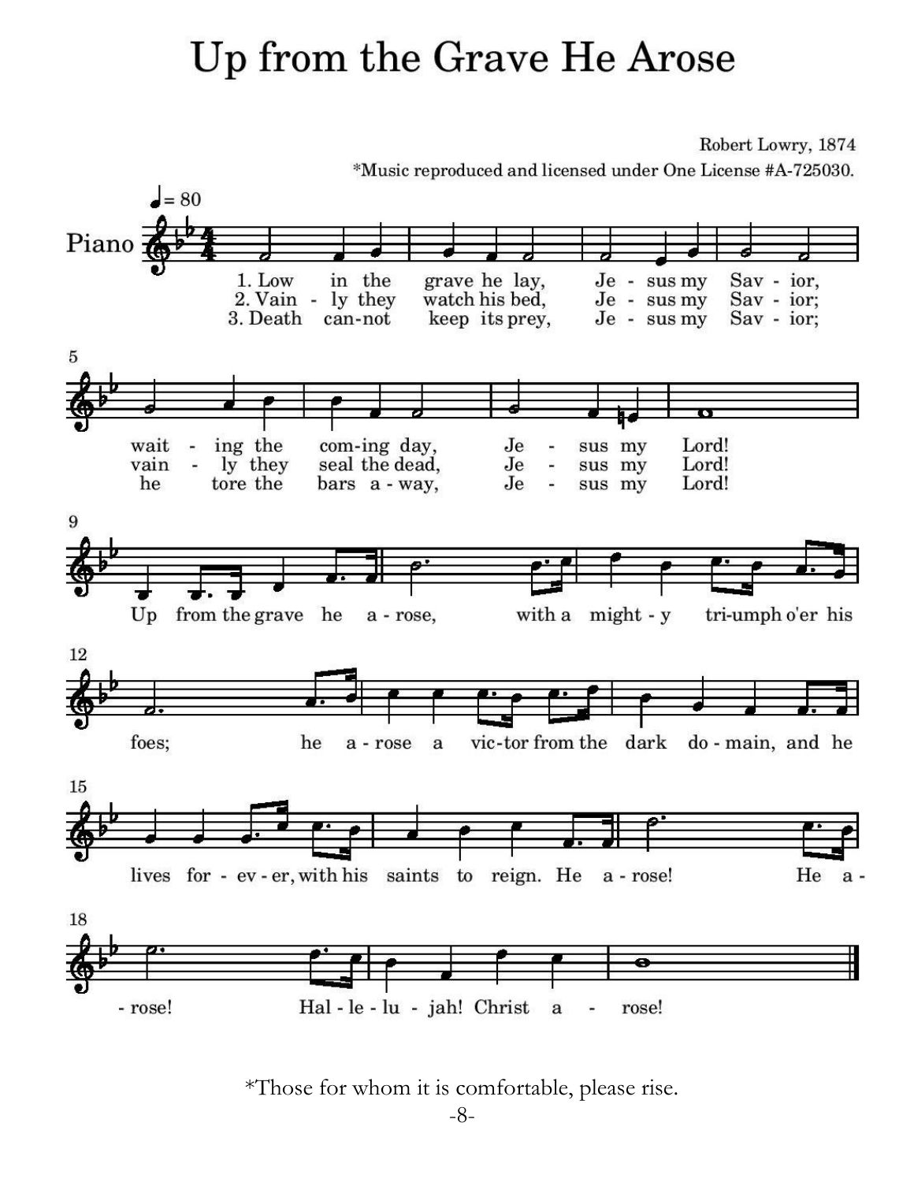# Up from the Grave He Arose

Robert Lowry, 1874

*Music reproduced and licensed under One License #A-725030.

♩ = 80

Piano

1. Low in the grave he lay, Jesus my Savior, waiting the coming day, Jesus my Lord!
2. Vainly they watch his bed, Jesus my Savior; vainly they seal the dead, Jesus my Lord!
3. Death cannot keep its prey, Jesus my Savior; he tore the bars away, Jesus my Lord!

Up from the grave he arose, with a mighty triumph o'er his foes; he arose a victor from the dark domain, and he lives forever, with his saints to reign. He arose! He arose! Hallelujah! Christ arose!

*Those for whom it is comfortable, please rise.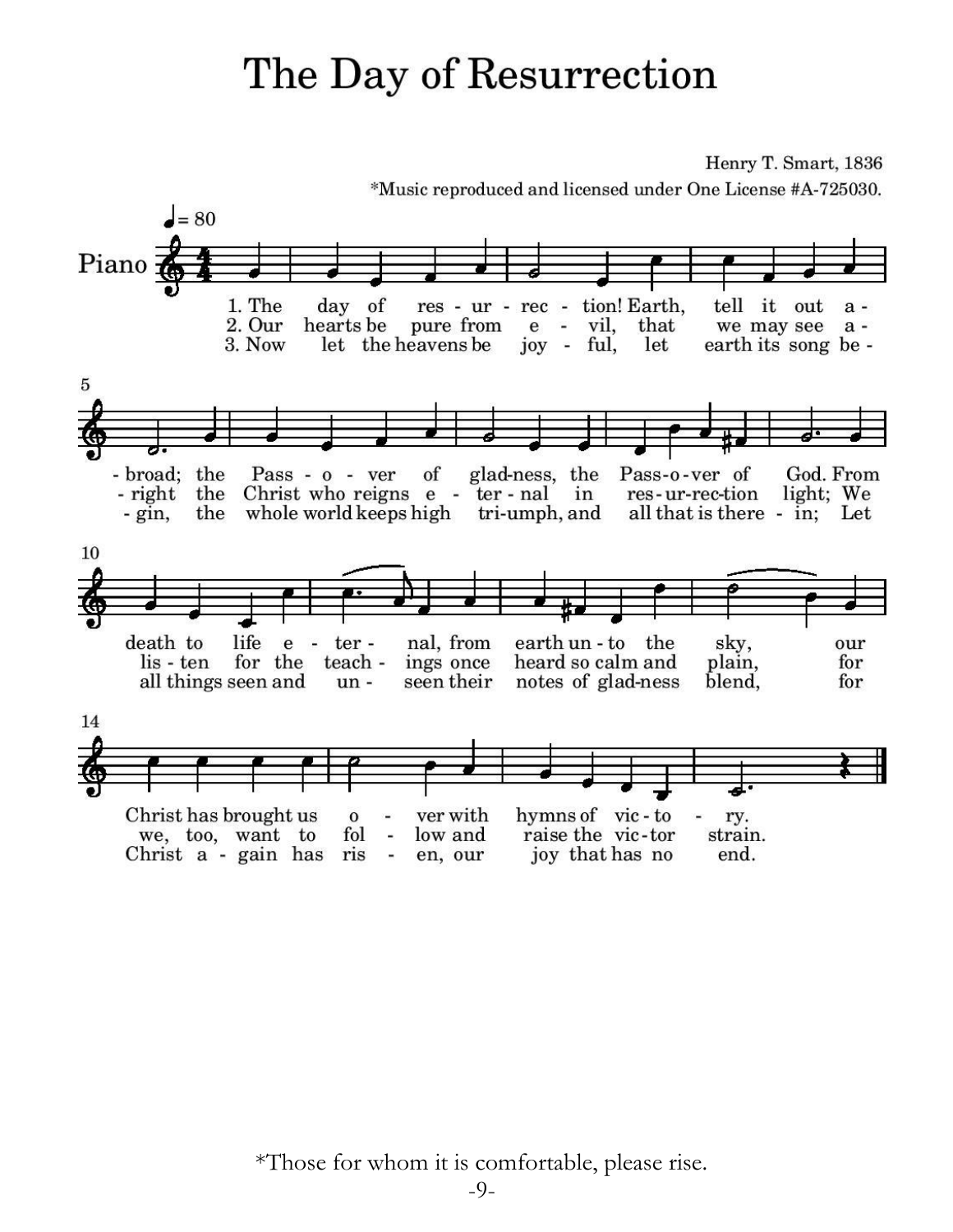# The Day of Resurrection

Henry T. Smart, 1836

*Music reproduced and licensed under One License #A-725030.

*Those for whom it is comfortable, please rise.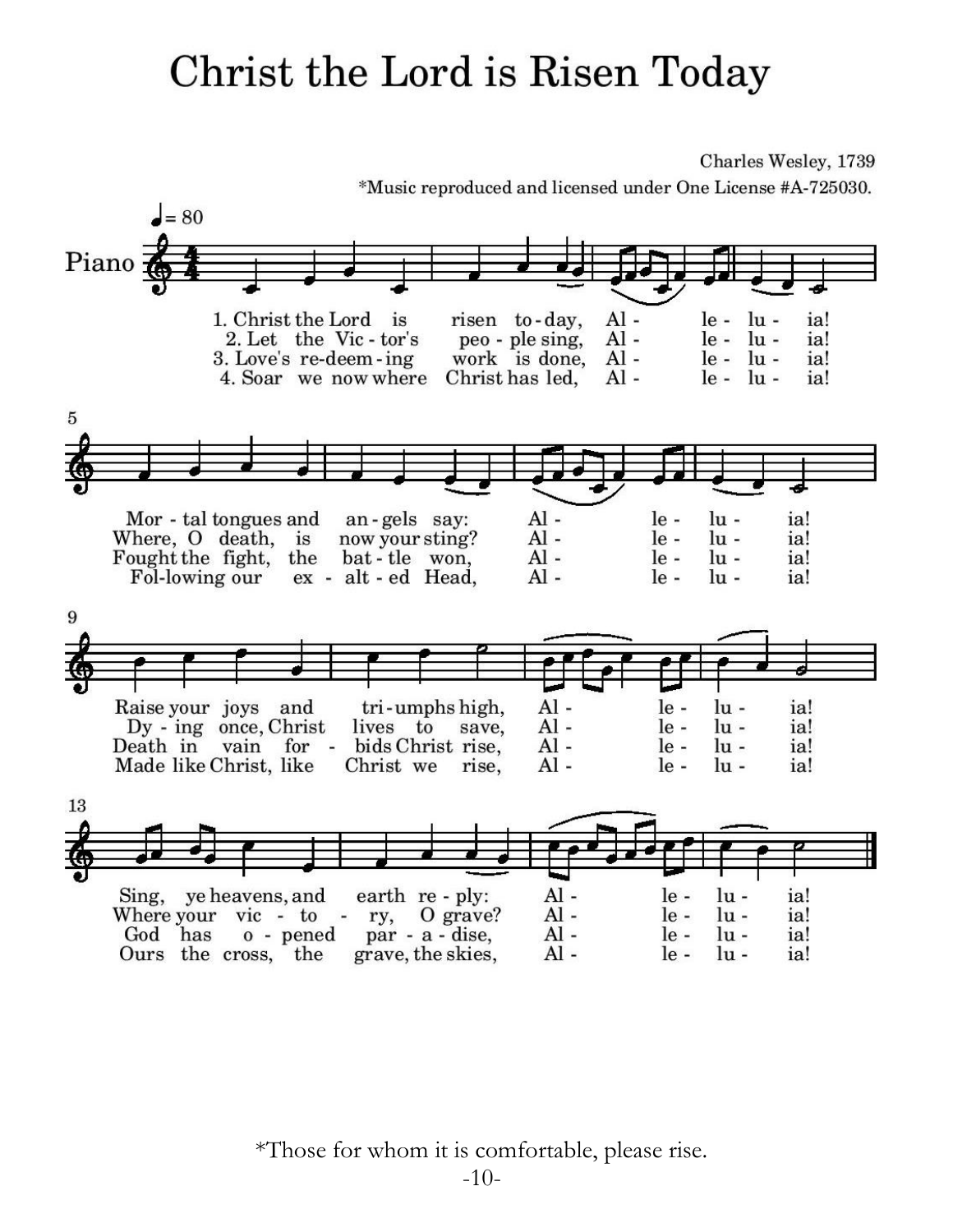# Christ the Lord is Risen Today

Charles Wesley, 1739

*Music reproduced and licensed under One License #A-725030.

♩= 80

Piano

1. Christ the Lord is risen to-day, Al - le - lu - ia!
2. Let the Vic - tor's peo - ple sing, Al - le - lu - ia!
3. Love's re-deem - ing work is done, Al - le - lu - ia!
4. Soar we now where Christ has led, Al - le - lu - ia!

5

Mor - tal tongues and an - gels say: Al - le - lu - ia!
Where, O death, is now your sting? Al - le - lu - ia!
Fought the fight, the bat - tle won, Al - le - lu - ia!
Fol-lowing our ex - alt - ed Head, Al - le - lu - ia!

9

Raise your joys and tri - umphs high, Al - le - lu - ia!
Dy - ing once, Christ lives to save, Al - le - lu - ia!
Death in vain for - bids Christ rise, Al - le - lu - ia!
Made like Christ, like Christ we rise, Al - le - lu - ia!

13

Sing, ye heavens, and earth re - ply: Al - le - lu - ia!
Where your vic - to - ry, O grave? Al - le - lu - ia!
God has o - pened par - a - dise, Al - le - lu - ia!
Ours the cross, the grave, the skies, Al - le - lu - ia!

*Those for whom it is comfortable, please rise.